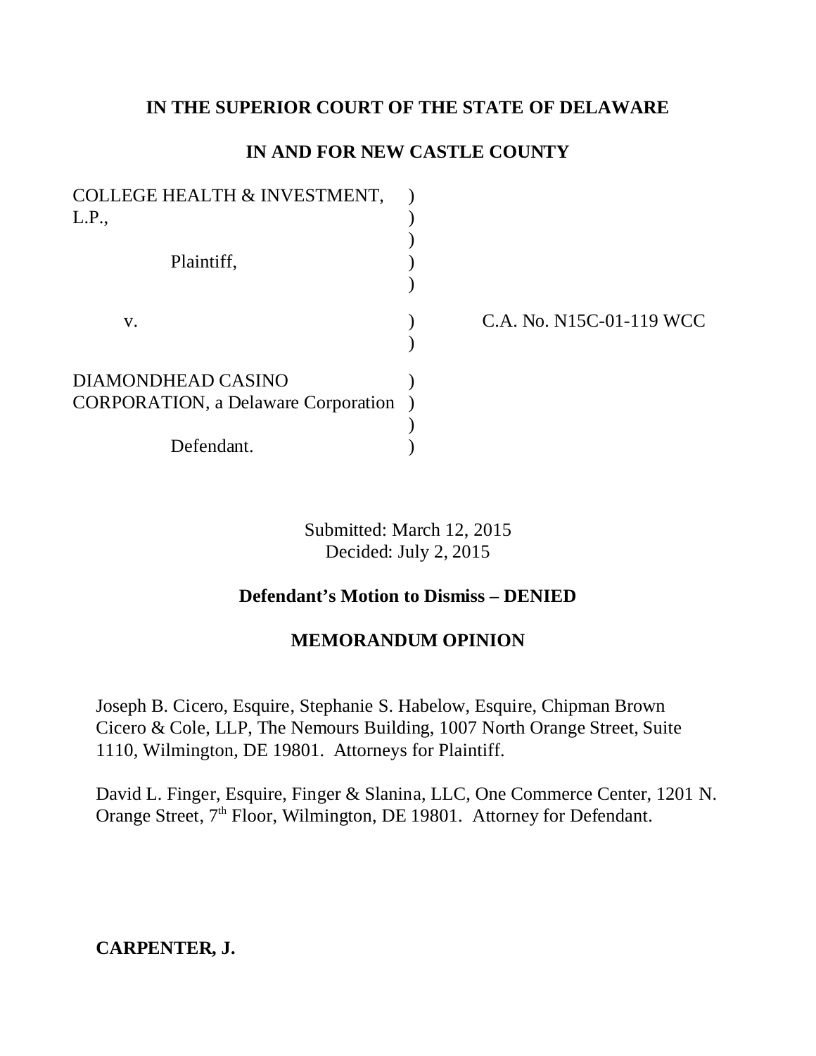**IN THE SUPERIOR COURT OF THE STATE OF DELAWARE**

**IN AND FOR NEW CASTLE COUNTY**

| | | |
|---|---|---|
| COLLEGE HEALTH & INVESTMENT, L.P., | ) | |
| | ) | |
| Plaintiff, | ) | |
| | ) | |
| v. | ) | C.A. No. N15C-01-119 WCC |
| | ) | |
| DIAMONDHEAD CASINO CORPORATION, a Delaware Corporation | ) | |
| | ) | |
| Defendant. | ) | |

Submitted: March 12, 2015
Decided: July 2, 2015

**Defendant's Motion to Dismiss – DENIED**

**MEMORANDUM OPINION**

Joseph B. Cicero, Esquire, Stephanie S. Habelow, Esquire, Chipman Brown Cicero & Cole, LLP, The Nemours Building, 1007 North Orange Street, Suite 1110, Wilmington, DE 19801. Attorneys for Plaintiff.

David L. Finger, Esquire, Finger & Slanina, LLC, One Commerce Center, 1201 N. Orange Street, 7th Floor, Wilmington, DE 19801. Attorney for Defendant.

**CARPENTER, J.**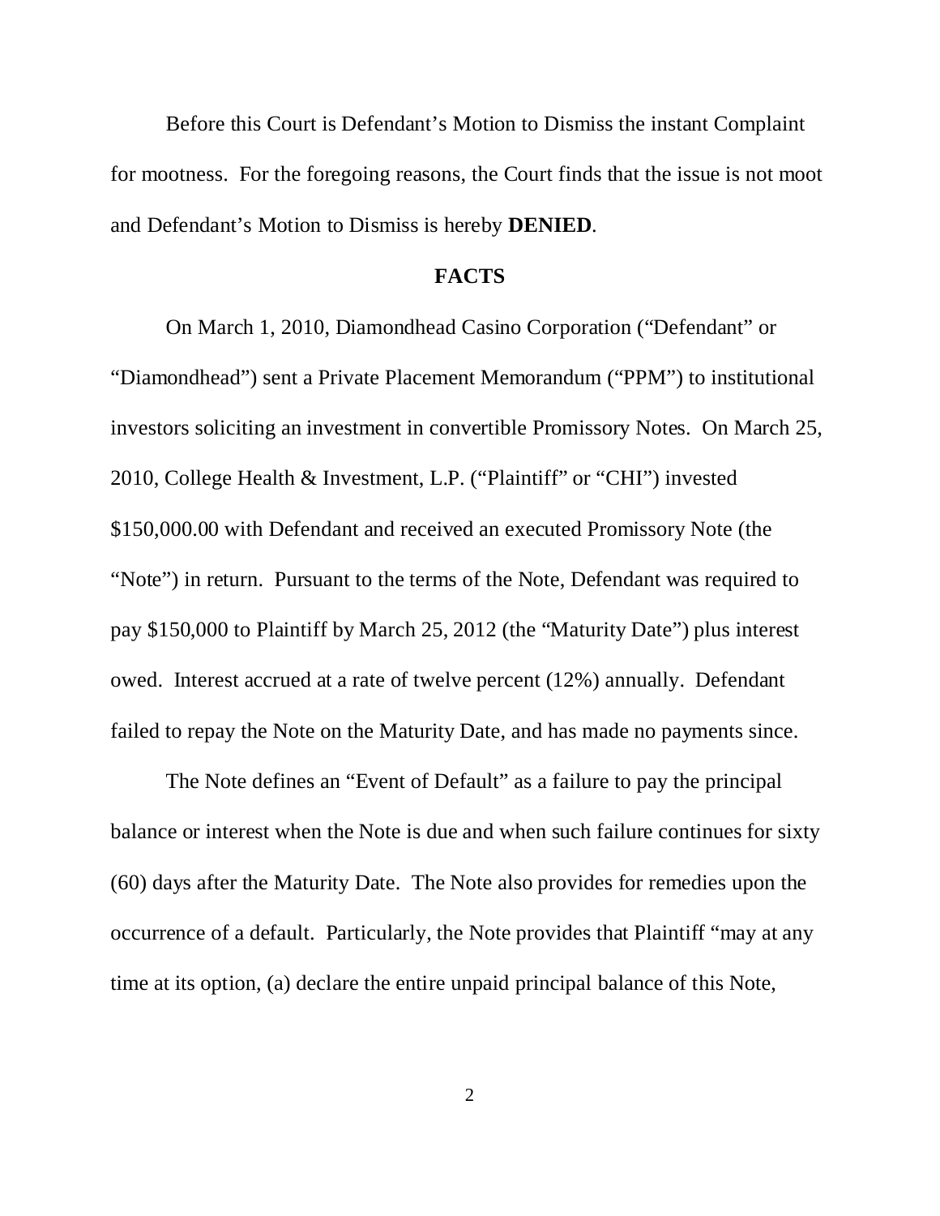Before this Court is Defendant's Motion to Dismiss the instant Complaint for mootness. For the foregoing reasons, the Court finds that the issue is not moot and Defendant's Motion to Dismiss is hereby **DENIED**.

## FACTS

On March 1, 2010, Diamondhead Casino Corporation ("Defendant" or "Diamondhead") sent a Private Placement Memorandum ("PPM") to institutional investors soliciting an investment in convertible Promissory Notes. On March 25, 2010, College Health & Investment, L.P. ("Plaintiff" or "CHI") invested $150,000.00 with Defendant and received an executed Promissory Note (the "Note") in return. Pursuant to the terms of the Note, Defendant was required to pay $150,000 to Plaintiff by March 25, 2012 (the "Maturity Date") plus interest owed. Interest accrued at a rate of twelve percent (12%) annually. Defendant failed to repay the Note on the Maturity Date, and has made no payments since.

The Note defines an "Event of Default" as a failure to pay the principal balance or interest when the Note is due and when such failure continues for sixty (60) days after the Maturity Date. The Note also provides for remedies upon the occurrence of a default. Particularly, the Note provides that Plaintiff "may at any time at its option, (a) declare the entire unpaid principal balance of this Note,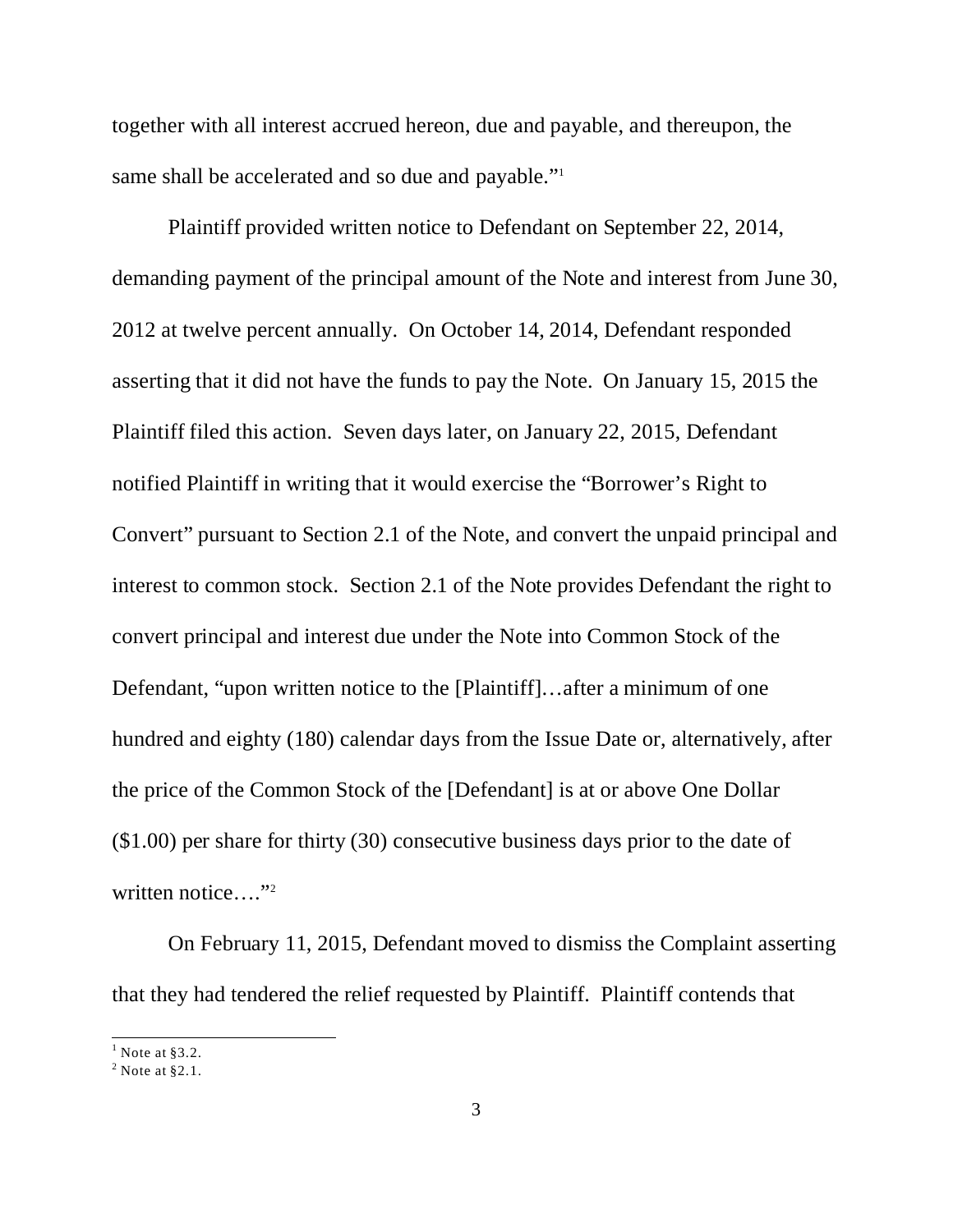together with all interest accrued hereon, due and payable, and thereupon, the same shall be accelerated and so due and payable."[1]

Plaintiff provided written notice to Defendant on September 22, 2014, demanding payment of the principal amount of the Note and interest from June 30, 2012 at twelve percent annually. On October 14, 2014, Defendant responded asserting that it did not have the funds to pay the Note. On January 15, 2015 the Plaintiff filed this action. Seven days later, on January 22, 2015, Defendant notified Plaintiff in writing that it would exercise the "Borrower's Right to Convert" pursuant to Section 2.1 of the Note, and convert the unpaid principal and interest to common stock. Section 2.1 of the Note provides Defendant the right to convert principal and interest due under the Note into Common Stock of the Defendant, "upon written notice to the [Plaintiff]…after a minimum of one hundred and eighty (180) calendar days from the Issue Date or, alternatively, after the price of the Common Stock of the [Defendant] is at or above One Dollar ($1.00) per share for thirty (30) consecutive business days prior to the date of written notice…."[2]

On February 11, 2015, Defendant moved to dismiss the Complaint asserting that they had tendered the relief requested by Plaintiff. Plaintiff contends that

---

[1] Note at §3.2.

[2] Note at §2.1.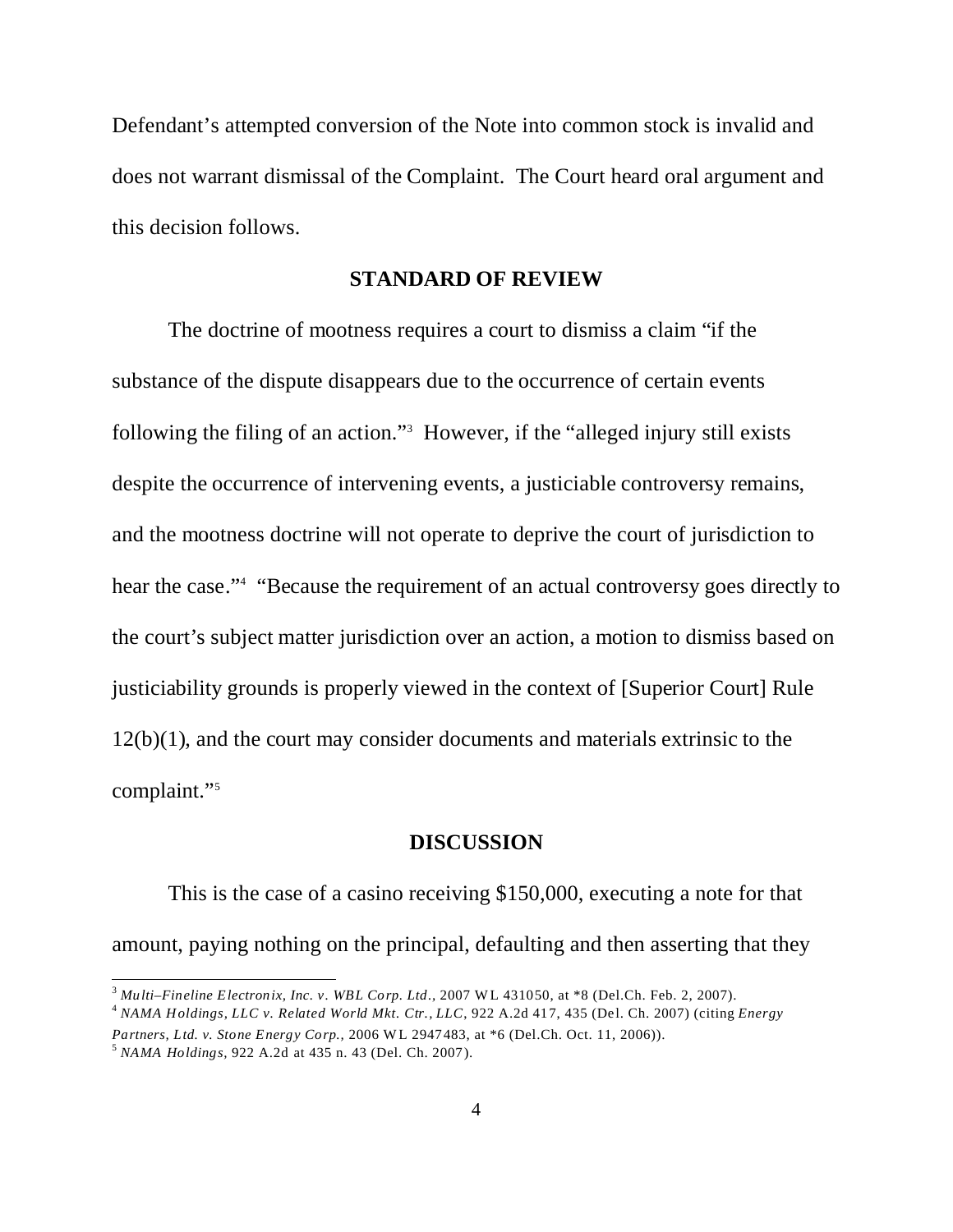Defendant's attempted conversion of the Note into common stock is invalid and does not warrant dismissal of the Complaint. The Court heard oral argument and this decision follows.

## STANDARD OF REVIEW

The doctrine of mootness requires a court to dismiss a claim "if the substance of the dispute disappears due to the occurrence of certain events following the filing of an action."[3] However, if the "alleged injury still exists despite the occurrence of intervening events, a justiciable controversy remains, and the mootness doctrine will not operate to deprive the court of jurisdiction to hear the case."[4] "Because the requirement of an actual controversy goes directly to the court's subject matter jurisdiction over an action, a motion to dismiss based on justiciability grounds is properly viewed in the context of [Superior Court] Rule 12(b)(1), and the court may consider documents and materials extrinsic to the complaint."[5]

## DISCUSSION

This is the case of a casino receiving $150,000, executing a note for that amount, paying nothing on the principal, defaulting and then asserting that they

---

[3] *Multi–Fineline Electronix, Inc. v. WBL Corp. Ltd.*, 2007 WL 431050, at *8 (Del.Ch. Feb. 2, 2007).

[4] *NAMA Holdings, LLC v. Related World Mkt. Ctr., LLC*, 922 A.2d 417, 435 (Del. Ch. 2007) (citing *Energy Partners, Ltd. v. Stone Energy Corp.*, 2006 WL 2947483, at *6 (Del.Ch. Oct. 11, 2006)).

[5] *NAMA Holdings*, 922 A.2d at 435 n. 43 (Del. Ch. 2007).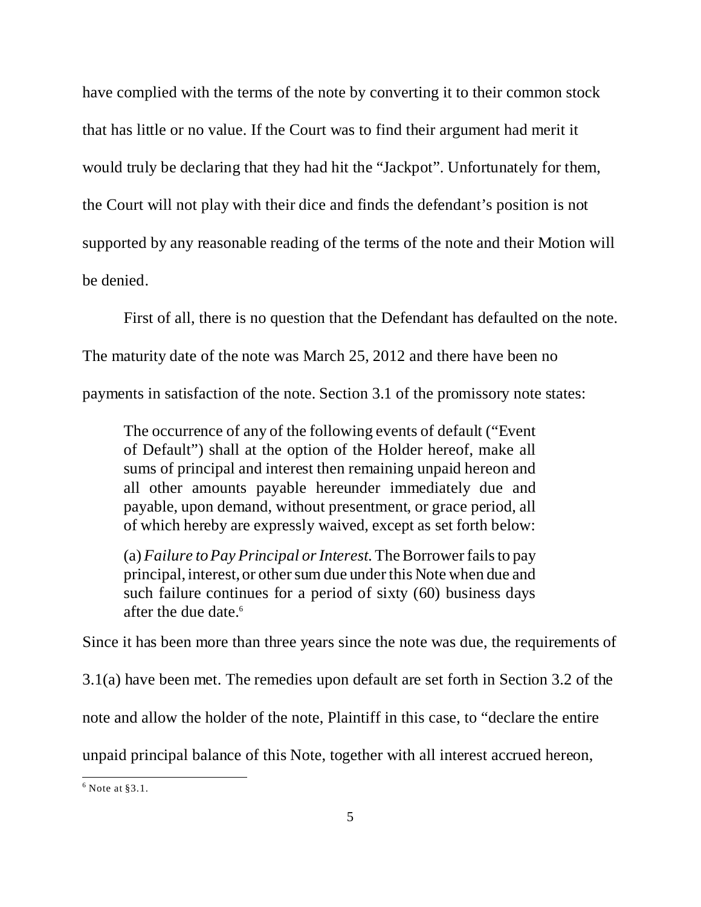have complied with the terms of the note by converting it to their common stock that has little or no value. If the Court was to find their argument had merit it would truly be declaring that they had hit the "Jackpot". Unfortunately for them, the Court will not play with their dice and finds the defendant's position is not supported by any reasonable reading of the terms of the note and their Motion will be denied.

First of all, there is no question that the Defendant has defaulted on the note. The maturity date of the note was March 25, 2012 and there have been no payments in satisfaction of the note. Section 3.1 of the promissory note states:

> The occurrence of any of the following events of default ("Event of Default") shall at the option of the Holder hereof, make all sums of principal and interest then remaining unpaid hereon and all other amounts payable hereunder immediately due and payable, upon demand, without presentment, or grace period, all of which hereby are expressly waived, except as set forth below:
>
> (a) *Failure to Pay Principal or Interest.* The Borrower fails to pay principal, interest, or other sum due under this Note when due and such failure continues for a period of sixty (60) business days after the due date.[6]

Since it has been more than three years since the note was due, the requirements of 3.1(a) have been met. The remedies upon default are set forth in Section 3.2 of the note and allow the holder of the note, Plaintiff in this case, to "declare the entire unpaid principal balance of this Note, together with all interest accrued hereon,

[6] Note at §3.1.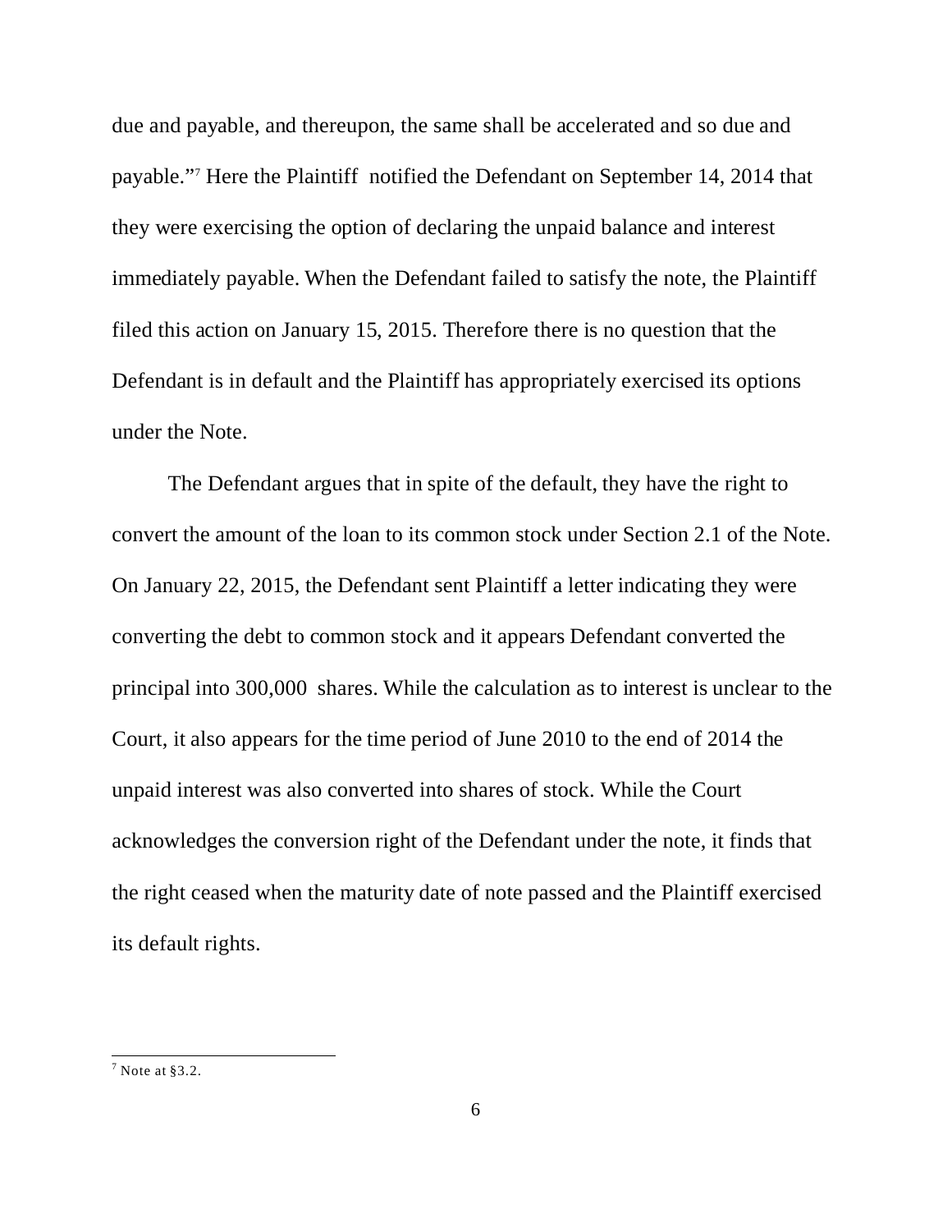due and payable, and thereupon, the same shall be accelerated and so due and payable."[7] Here the Plaintiff notified the Defendant on September 14, 2014 that they were exercising the option of declaring the unpaid balance and interest immediately payable. When the Defendant failed to satisfy the note, the Plaintiff filed this action on January 15, 2015. Therefore there is no question that the Defendant is in default and the Plaintiff has appropriately exercised its options under the Note.

The Defendant argues that in spite of the default, they have the right to convert the amount of the loan to its common stock under Section 2.1 of the Note. On January 22, 2015, the Defendant sent Plaintiff a letter indicating they were converting the debt to common stock and it appears Defendant converted the principal into 300,000 shares. While the calculation as to interest is unclear to the Court, it also appears for the time period of June 2010 to the end of 2014 the unpaid interest was also converted into shares of stock. While the Court acknowledges the conversion right of the Defendant under the note, it finds that the right ceased when the maturity date of note passed and the Plaintiff exercised its default rights.

---

[7] Note at §3.2.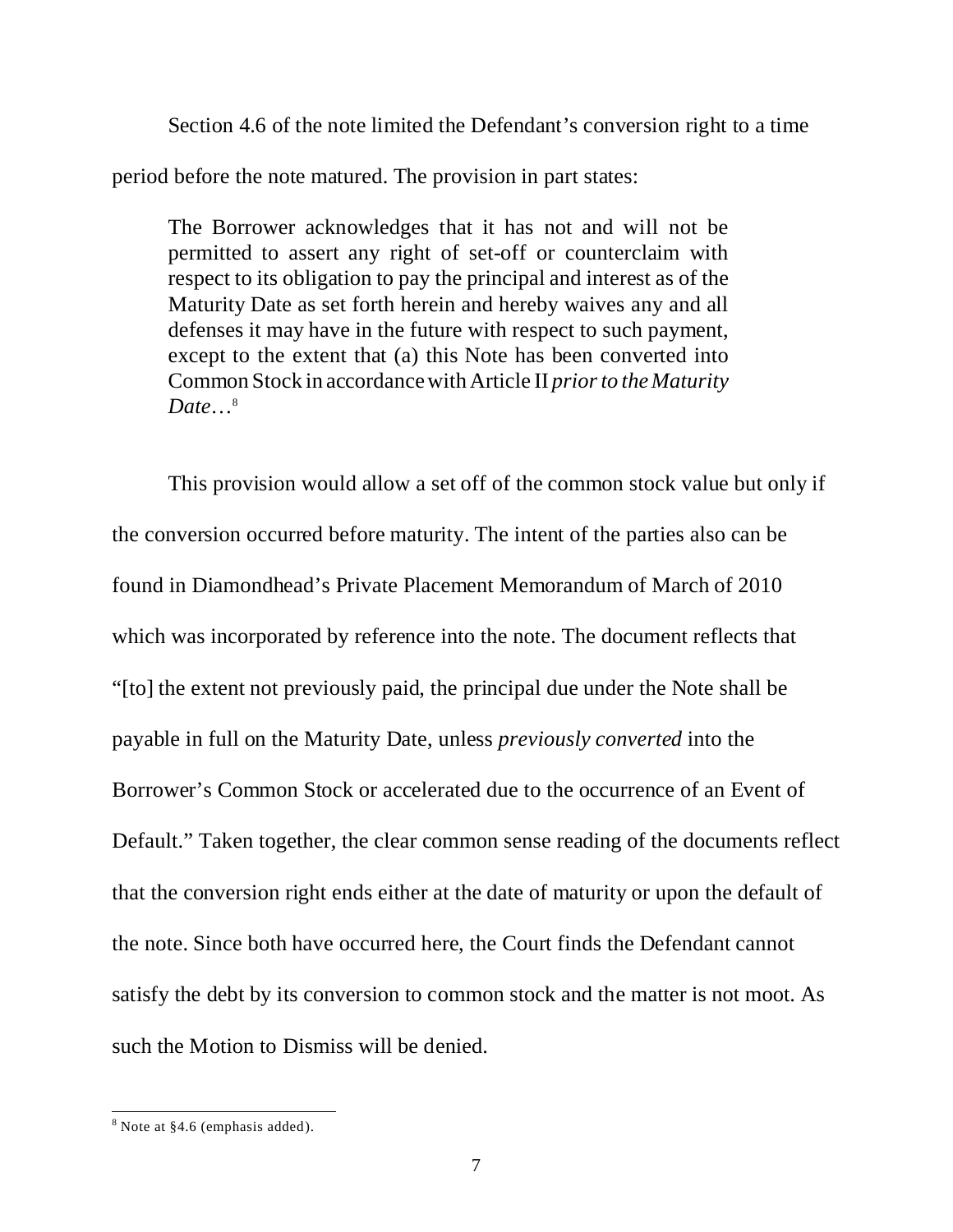Section 4.6 of the note limited the Defendant's conversion right to a time period before the note matured. The provision in part states:

> The Borrower acknowledges that it has not and will not be permitted to assert any right of set-off or counterclaim with respect to its obligation to pay the principal and interest as of the Maturity Date as set forth herein and hereby waives any and all defenses it may have in the future with respect to such payment, except to the extent that (a) this Note has been converted into Common Stock in accordance with Article II *prior to the Maturity Date*…[8]

This provision would allow a set off of the common stock value but only if the conversion occurred before maturity. The intent of the parties also can be found in Diamondhead's Private Placement Memorandum of March of 2010 which was incorporated by reference into the note. The document reflects that "[to] the extent not previously paid, the principal due under the Note shall be payable in full on the Maturity Date, unless *previously converted* into the Borrower's Common Stock or accelerated due to the occurrence of an Event of Default." Taken together, the clear common sense reading of the documents reflect that the conversion right ends either at the date of maturity or upon the default of the note. Since both have occurred here, the Court finds the Defendant cannot satisfy the debt by its conversion to common stock and the matter is not moot. As such the Motion to Dismiss will be denied.

---

[8] Note at §4.6 (emphasis added).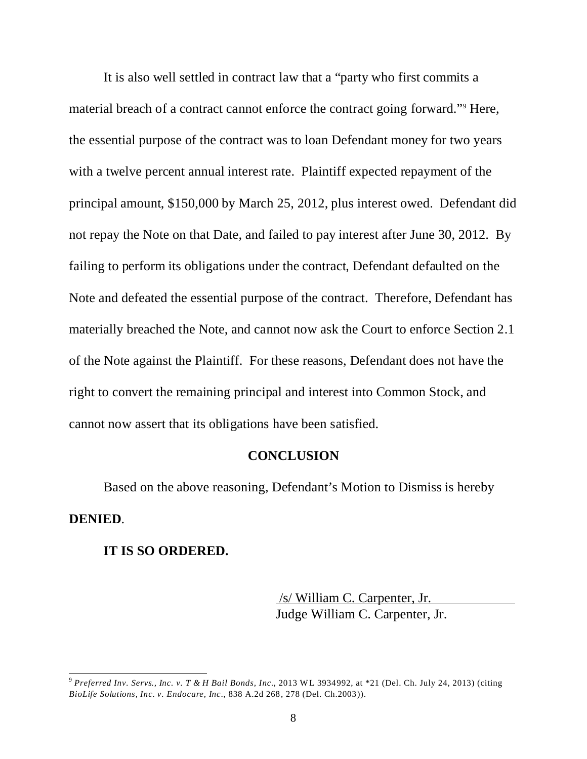It is also well settled in contract law that a "party who first commits a material breach of a contract cannot enforce the contract going forward."[9] Here, the essential purpose of the contract was to loan Defendant money for two years with a twelve percent annual interest rate. Plaintiff expected repayment of the principal amount, $150,000 by March 25, 2012, plus interest owed. Defendant did not repay the Note on that Date, and failed to pay interest after June 30, 2012. By failing to perform its obligations under the contract, Defendant defaulted on the Note and defeated the essential purpose of the contract. Therefore, Defendant has materially breached the Note, and cannot now ask the Court to enforce Section 2.1 of the Note against the Plaintiff. For these reasons, Defendant does not have the right to convert the remaining principal and interest into Common Stock, and cannot now assert that its obligations have been satisfied.

## CONCLUSION

Based on the above reasoning, Defendant's Motion to Dismiss is hereby **DENIED**.

**IT IS SO ORDERED.**

/s/ William C. Carpenter, Jr.
Judge William C. Carpenter, Jr.

---

[9] *Preferred Inv. Servs., Inc. v. T & H Bail Bonds, Inc*., 2013 WL 3934992, at *21 (Del. Ch. July 24, 2013) (citing *BioLife Solutions, Inc. v. Endocare, Inc*., 838 A.2d 268, 278 (Del. Ch.2003)).